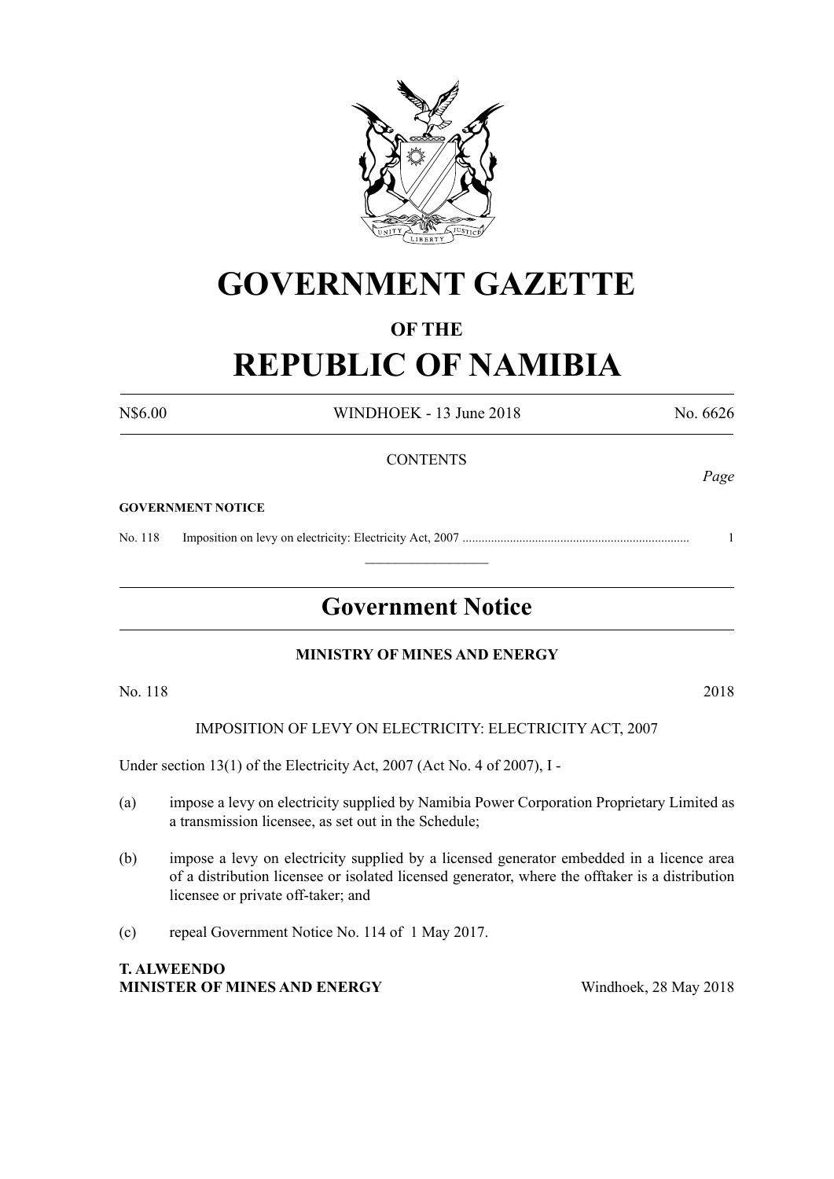# GOVERNMENT GAZETTE

## OF THE

# REPUBLIC OF NAMIBIA

N$6.00 WINDHOEK - 13 June 2018 No. 6626

CONTENTS

*Page*

**GOVERNMENT NOTICE**

No. 118 Imposition on levy on electricity: Electricity Act, 2007 ........................................................................ 1

---

## Government Notice

**MINISTRY OF MINES AND ENERGY**

No. 118 2018

IMPOSITION OF LEVY ON ELECTRICITY: ELECTRICITY ACT, 2007

Under section 13(1) of the Electricity Act, 2007 (Act No. 4 of 2007), I -

(a) impose a levy on electricity supplied by Namibia Power Corporation Proprietary Limited as a transmission licensee, as set out in the Schedule;

(b) impose a levy on electricity supplied by a licensed generator embedded in a licence area of a distribution licensee or isolated licensed generator, where the offtaker is a distribution licensee or private off-taker; and

(c) repeal Government Notice No. 114 of 1 May 2017.

**T. ALWEENDO**
**MINISTER OF MINES AND ENERGY** Windhoek, 28 May 2018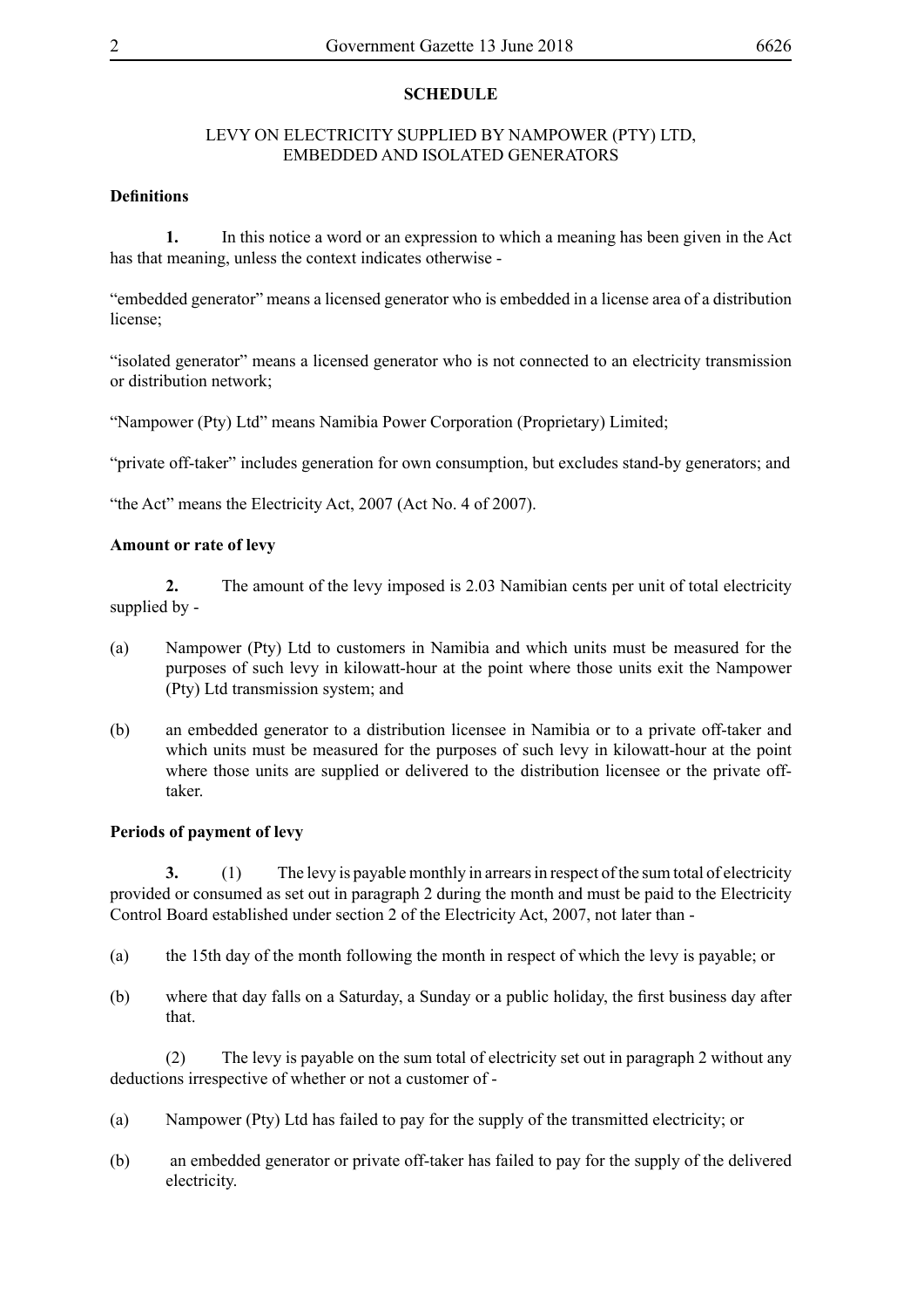## SCHEDULE

### LEVY ON ELECTRICITY SUPPLIED BY NAMPOWER (PTY) LTD, EMBEDDED AND ISOLATED GENERATORS

**Definitions**

**1.** In this notice a word or an expression to which a meaning has been given in the Act has that meaning, unless the context indicates otherwise -

"embedded generator" means a licensed generator who is embedded in a license area of a distribution license;

"isolated generator" means a licensed generator who is not connected to an electricity transmission or distribution network;

"Nampower (Pty) Ltd" means Namibia Power Corporation (Proprietary) Limited;

"private off-taker" includes generation for own consumption, but excludes stand-by generators; and

"the Act" means the Electricity Act, 2007 (Act No. 4 of 2007).

**Amount or rate of levy**

**2.** The amount of the levy imposed is 2.03 Namibian cents per unit of total electricity supplied by -

(a) Nampower (Pty) Ltd to customers in Namibia and which units must be measured for the purposes of such levy in kilowatt-hour at the point where those units exit the Nampower (Pty) Ltd transmission system; and

(b) an embedded generator to a distribution licensee in Namibia or to a private off-taker and which units must be measured for the purposes of such levy in kilowatt-hour at the point where those units are supplied or delivered to the distribution licensee or the private off-taker.

**Periods of payment of levy**

**3.** (1) The levy is payable monthly in arrears in respect of the sum total of electricity provided or consumed as set out in paragraph 2 during the month and must be paid to the Electricity Control Board established under section 2 of the Electricity Act, 2007, not later than -

(a) the 15th day of the month following the month in respect of which the levy is payable; or

(b) where that day falls on a Saturday, a Sunday or a public holiday, the first business day after that.

(2) The levy is payable on the sum total of electricity set out in paragraph 2 without any deductions irrespective of whether or not a customer of -

(a) Nampower (Pty) Ltd has failed to pay for the supply of the transmitted electricity; or

(b) an embedded generator or private off-taker has failed to pay for the supply of the delivered electricity.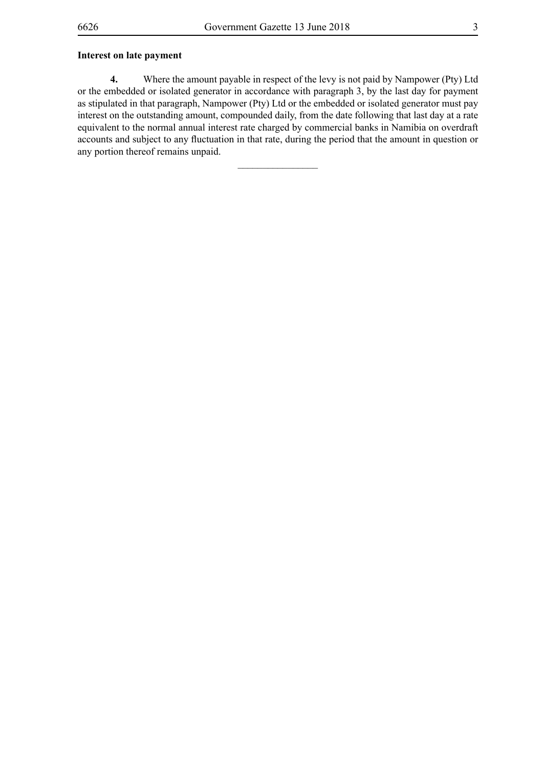**Interest on late payment**

**4.** Where the amount payable in respect of the levy is not paid by Nampower (Pty) Ltd or the embedded or isolated generator in accordance with paragraph 3, by the last day for payment as stipulated in that paragraph, Nampower (Pty) Ltd or the embedded or isolated generator must pay interest on the outstanding amount, compounded daily, from the date following that last day at a rate equivalent to the normal annual interest rate charged by commercial banks in Namibia on overdraft accounts and subject to any fluctuation in that rate, during the period that the amount in question or any portion thereof remains unpaid.

________________